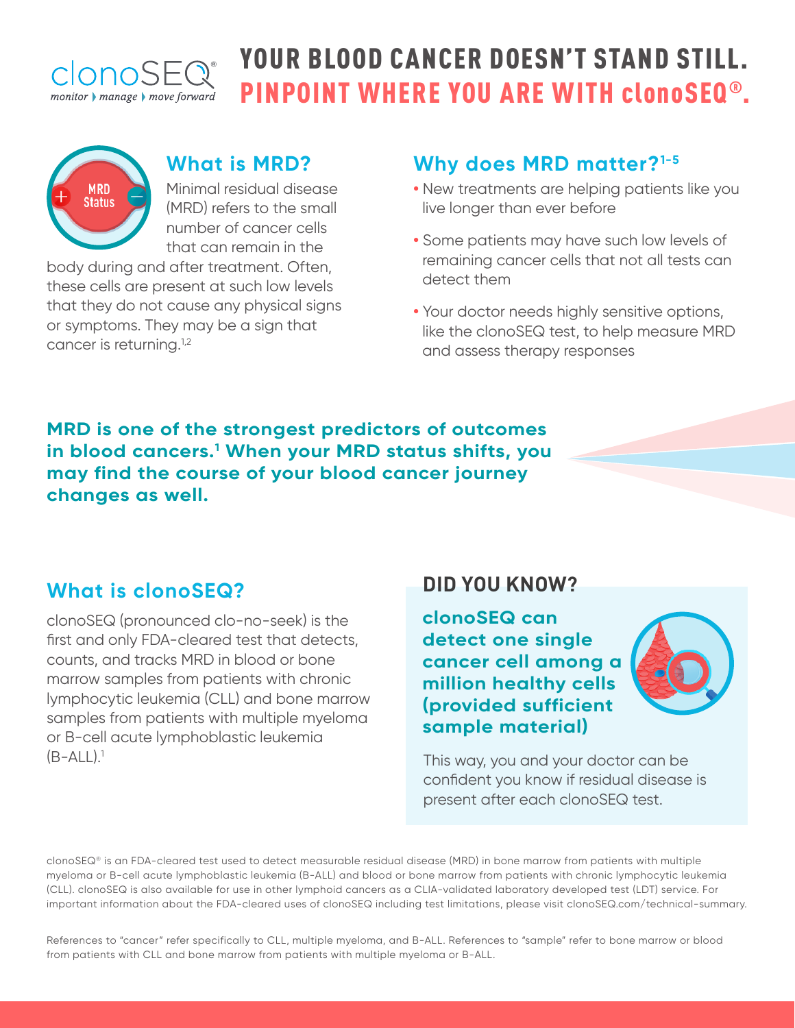clonoSEQ®
*monitor › manage › move forward*

# YOUR BLOOD CANCER DOESN'T STAND STILL. PINPOINT WHERE YOU ARE WITH clonoSEQ®.

## What is MRD?

Minimal residual disease (MRD) refers to the small number of cancer cells that can remain in the body during and after treatment. Often, these cells are present at such low levels that they do not cause any physical signs or symptoms. They may be a sign that cancer is returning.[1,2]

## Why does MRD matter?[1-5]

- New treatments are helping patients like you live longer than ever before
- Some patients may have such low levels of remaining cancer cells that not all tests can detect them
- Your doctor needs highly sensitive options, like the clonoSEQ test, to help measure MRD and assess therapy responses

**MRD is one of the strongest predictors of outcomes in blood cancers.[1] When your MRD status shifts, you may find the course of your blood cancer journey changes as well.**

## What is clonoSEQ?

clonoSEQ (pronounced clo-no-seek) is the first and only FDA-cleared test that detects, counts, and tracks MRD in blood or bone marrow samples from patients with chronic lymphocytic leukemia (CLL) and bone marrow samples from patients with multiple myeloma or B-cell acute lymphoblastic leukemia (B-ALL).[1]

## DID YOU KNOW?

**clonoSEQ can detect one single cancer cell among a million healthy cells (provided sufficient sample material)**

This way, you and your doctor can be confident you know if residual disease is present after each clonoSEQ test.

clonoSEQ® is an FDA-cleared test used to detect measurable residual disease (MRD) in bone marrow from patients with multiple myeloma or B-cell acute lymphoblastic leukemia (B-ALL) and blood or bone marrow from patients with chronic lymphocytic leukemia (CLL). clonoSEQ is also available for use in other lymphoid cancers as a CLIA-validated laboratory developed test (LDT) service. For important information about the FDA-cleared uses of clonoSEQ including test limitations, please visit clonoSEQ.com/technical-summary.

References to "cancer" refer specifically to CLL, multiple myeloma, and B-ALL. References to "sample" refer to bone marrow or blood from patients with CLL and bone marrow from patients with multiple myeloma or B-ALL.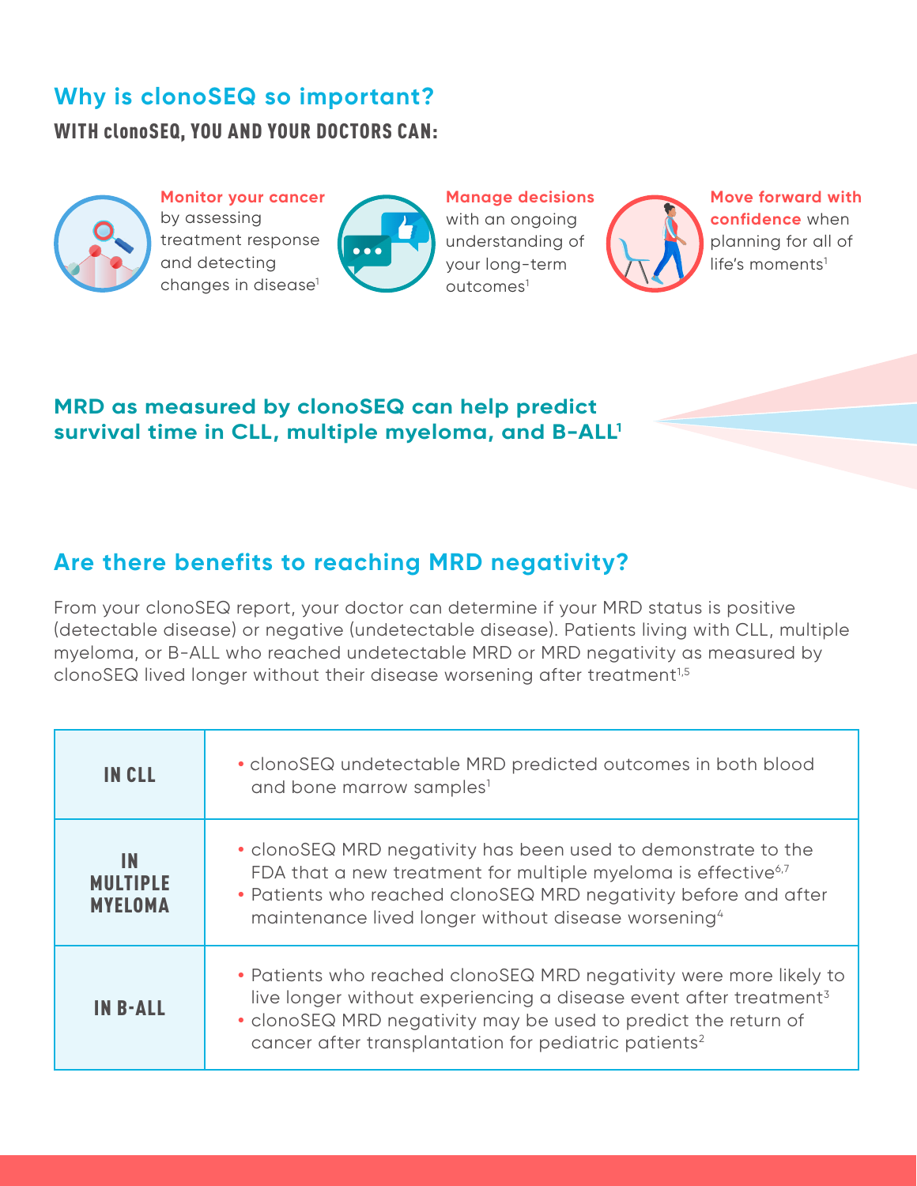## Why is clonoSEQ so important?

### WITH clonoSEQ, YOU AND YOUR DOCTORS CAN:

**Monitor your cancer** by assessing treatment response and detecting changes in disease[1]

**Manage decisions** with an ongoing understanding of your long-term outcomes[1]

**Move forward with confidence** when planning for all of life's moments[1]

**MRD as measured by clonoSEQ can help predict survival time in CLL, multiple myeloma, and B-ALL[1]**

## Are there benefits to reaching MRD negativity?

From your clonoSEQ report, your doctor can determine if your MRD status is positive (detectable disease) or negative (undetectable disease). Patients living with CLL, multiple myeloma, or B-ALL who reached undetectable MRD or MRD negativity as measured by clonoSEQ lived longer without their disease worsening after treatment[1,5]

| | |
|---|---|
| **IN CLL** | • clonoSEQ undetectable MRD predicted outcomes in both blood and bone marrow samples[1] |
| **IN MULTIPLE MYELOMA** | • clonoSEQ MRD negativity has been used to demonstrate to the FDA that a new treatment for multiple myeloma is effective[6,7]<br>• Patients who reached clonoSEQ MRD negativity before and after maintenance lived longer without disease worsening[4] |
| **IN B-ALL** | • Patients who reached clonoSEQ MRD negativity were more likely to live longer without experiencing a disease event after treatment[3]<br>• clonoSEQ MRD negativity may be used to predict the return of cancer after transplantation for pediatric patients[2] |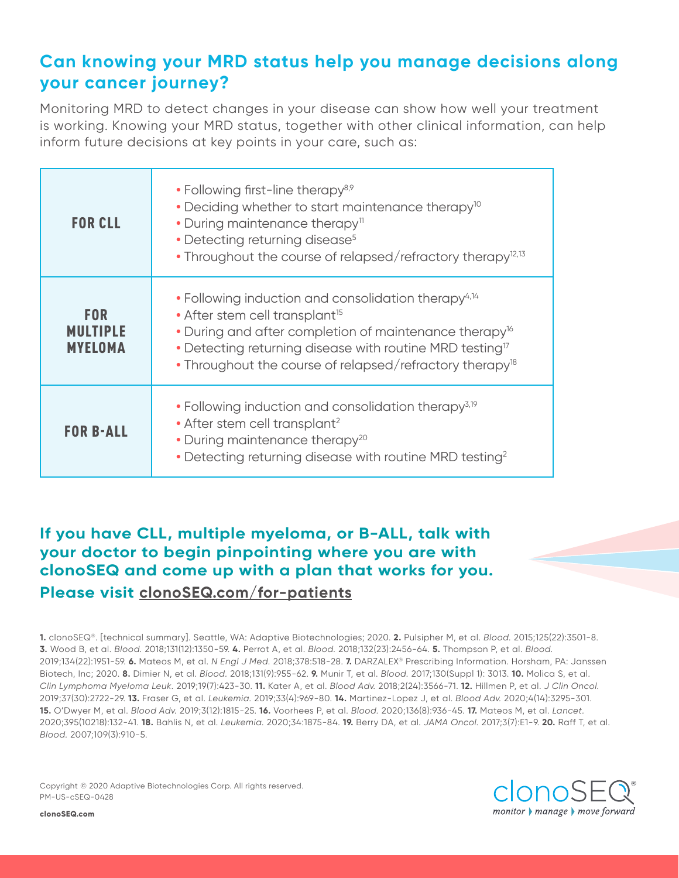## Can knowing your MRD status help you manage decisions along your cancer journey?

Monitoring MRD to detect changes in your disease can show how well your treatment is working. Knowing your MRD status, together with other clinical information, can help inform future decisions at key points in your care, such as:

| | |
|---|---|
| **FOR CLL** | • Following first-line therapy[8,9]<br>• Deciding whether to start maintenance therapy[10]<br>• During maintenance therapy[11]<br>• Detecting returning disease[5]<br>• Throughout the course of relapsed/refractory therapy[12,13] |
| **FOR MULTIPLE MYELOMA** | • Following induction and consolidation therapy[4,14]<br>• After stem cell transplant[15]<br>• During and after completion of maintenance therapy[16]<br>• Detecting returning disease with routine MRD testing[17]<br>• Throughout the course of relapsed/refractory therapy[18] |
| **FOR B-ALL** | • Following induction and consolidation therapy[3,19]<br>• After stem cell transplant[2]<br>• During maintenance therapy[20]<br>• Detecting returning disease with routine MRD testing[2] |

**If you have CLL, multiple myeloma, or B-ALL, talk with your doctor to begin pinpointing where you are with clonoSEQ and come up with a plan that works for you.**

**Please visit clonoSEQ.com/for-patients**

**1.** clonoSEQ®. [technical summary]. Seattle, WA: Adaptive Biotechnologies; 2020. **2.** Pulsipher M, et al. *Blood.* 2015;125(22):3501-8. **3.** Wood B, et al. *Blood.* 2018;131(12):1350-59. **4.** Perrot A, et al. *Blood.* 2018;132(23):2456-64. **5.** Thompson P, et al. *Blood.* 2019;134(22):1951-59. **6.** Mateos M, et al. *N Engl J Med.* 2018;378:518-28. **7.** DARZALEX® Prescribing Information. Horsham, PA: Janssen Biotech, Inc; 2020. **8.** Dimier N, et al. *Blood.* 2018;131(9):955-62. **9.** Munir T, et al. *Blood.* 2017;130(Suppl 1): 3013. **10.** Molica S, et al. *Clin Lymphoma Myeloma Leuk.* 2019;19(7):423-30. **11.** Kater A, et al. *Blood Adv.* 2018;2(24):3566-71. **12.** Hillmen P, et al. *J Clin Oncol.* 2019;37(30):2722-29. **13.** Fraser G, et al. *Leukemia.* 2019;33(4):969-80. **14.** Martinez-Lopez J, et al. *Blood Adv.* 2020;4(14):3295-301. **15.** O'Dwyer M, et al. *Blood Adv.* 2019;3(12):1815-25. **16.** Voorhees P, et al. *Blood.* 2020;136(8):936-45. **17.** Mateos M, et al. *Lancet.* 2020;395(10218):132-41. **18.** Bahlis N, et al. *Leukemia.* 2020;34:1875-84. **19.** Berry DA, et al. *JAMA Oncol.* 2017;3(7):E1-9. **20.** Raff T, et al. *Blood.* 2007;109(3):910-5.

Copyright © 2020 Adaptive Biotechnologies Corp. All rights reserved.
PM-US-cSEQ-0428

**clonoSEQ.com**

clonoSEQ®
*monitor ▸ manage ▸ move forward*